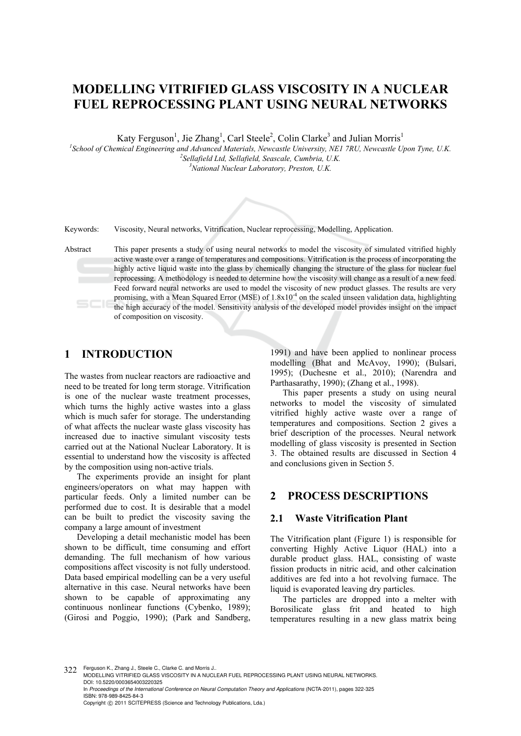# MODELLING VITRIFIED GLASS VISCOSITY IN A NUCLEAR FUEL REPROCESSING PLANT USING NEURAL NETWORKS

Katy Ferguson[1], Jie Zhang[1], Carl Steele[2], Colin Clarke[3] and Julian Morris[1]

[1]School of Chemical Engineering and Advanced Materials, Newcastle University, NE1 7RU, Newcastle Upon Tyne, U.K.
[2]Sellafield Ltd, Sellafield, Seascale, Cumbria, U.K.
[3]National Nuclear Laboratory, Preston, U.K.

Keywords: Viscosity, Neural networks, Vitrification, Nuclear reprocessing, Modelling, Application.

Abstract: This paper presents a study of using neural networks to model the viscosity of simulated vitrified highly active waste over a range of temperatures and compositions. Vitrification is the process of incorporating the highly active liquid waste into the glass by chemically changing the structure of the glass for nuclear fuel reprocessing. A methodology is needed to determine how the viscosity will change as a result of a new feed. Feed forward neural networks are used to model the viscosity of new product glasses. The results are very promising, with a Mean Squared Error (MSE) of $1.8\text{x}10^{-4}$ on the scaled unseen validation data, highlighting the high accuracy of the model. Sensitivity analysis of the developed model provides insight on the impact of composition on viscosity.

## 1 INTRODUCTION

The wastes from nuclear reactors are radioactive and need to be treated for long term storage. Vitrification is one of the nuclear waste treatment processes, which turns the highly active wastes into a glass which is much safer for storage. The understanding of what affects the nuclear waste glass viscosity has increased due to inactive simulant viscosity tests carried out at the National Nuclear Laboratory. It is essential to understand how the viscosity is affected by the composition using non-active trials.

The experiments provide an insight for plant engineers/operators on what may happen with particular feeds. Only a limited number can be performed due to cost. It is desirable that a model can be built to predict the viscosity saving the company a large amount of investment

Developing a detail mechanistic model has been shown to be difficult, time consuming and effort demanding. The full mechanism of how various compositions affect viscosity is not fully understood. Data based empirical modelling can be a very useful alternative in this case. Neural networks have been shown to be capable of approximating any continuous nonlinear functions (Cybenko, 1989); (Girosi and Poggio, 1990); (Park and Sandberg, 1991) and have been applied to nonlinear process modelling (Bhat and McAvoy, 1990); (Bulsari, 1995); (Duchesne et al., 2010); (Narendra and Parthasarathy, 1990); (Zhang et al., 1998).

This paper presents a study on using neural networks to model the viscosity of simulated vitrified highly active waste over a range of temperatures and compositions. Section 2 gives a brief description of the processes. Neural network modelling of glass viscosity is presented in Section 3. The obtained results are discussed in Section 4 and conclusions given in Section 5.

## 2 PROCESS DESCRIPTIONS

### 2.1 Waste Vitrification Plant

The Vitrification plant (Figure 1) is responsible for converting Highly Active Liquor (HAL) into a durable product glass. HAL, consisting of waste fission products in nitric acid, and other calcination additives are fed into a hot revolving furnace. The liquid is evaporated leaving dry particles.

The particles are dropped into a melter with Borosilicate glass frit and heated to high temperatures resulting in a new glass matrix being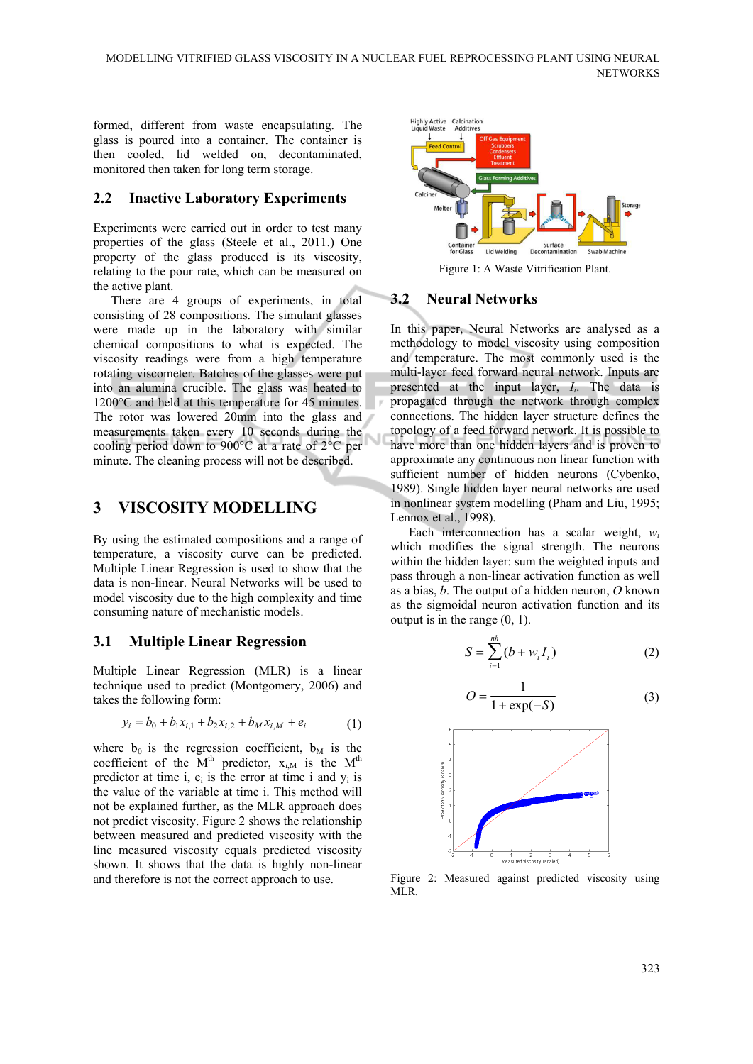formed, different from waste encapsulating. The glass is poured into a container. The container is then cooled, lid welded on, decontaminated, monitored then taken for long term storage.

## 2.2 Inactive Laboratory Experiments

Experiments were carried out in order to test many properties of the glass (Steele et al., 2011.) One property of the glass produced is its viscosity, relating to the pour rate, which can be measured on the active plant.

There are 4 groups of experiments, in total consisting of 28 compositions. The simulant glasses were made up in the laboratory with similar chemical compositions to what is expected. The viscosity readings were from a high temperature rotating viscometer. Batches of the glasses were put into an alumina crucible. The glass was heated to 1200°C and held at this temperature for 45 minutes. The rotor was lowered 20mm into the glass and measurements taken every 10 seconds during the cooling period down to 900°C at a rate of 2°C per minute. The cleaning process will not be described.

# 3 VISCOSITY MODELLING

By using the estimated compositions and a range of temperature, a viscosity curve can be predicted. Multiple Linear Regression is used to show that the data is non-linear. Neural Networks will be used to model viscosity due to the high complexity and time consuming nature of mechanistic models.

## 3.1 Multiple Linear Regression

Multiple Linear Regression (MLR) is a linear technique used to predict (Montgomery, 2006) and takes the following form:

$$y_i = b_0 + b_1 x_{i,1} + b_2 x_{i,2} + b_M x_{i,M} + e_i \qquad (1)$$

where $b_0$ is the regression coefficient, $b_M$ is the coefficient of the $M^{th}$ predictor, $x_{i,M}$ is the $M^{th}$ predictor at time i, $e_i$ is the error at time i and $y_i$ is the value of the variable at time i. This method will not be explained further, as the MLR approach does not predict viscosity. Figure 2 shows the relationship between measured and predicted viscosity with the line measured viscosity equals predicted viscosity shown. It shows that the data is highly non-linear and therefore is not the correct approach to use.

Highly Active Liquid Waste
Calcination Additives
Feed Control
Off Gas Equipment Scrubbers Condensers Effluent Treatment
Glass Forming Additives
Calciner
Melter
Container for Glass
Lid Welding
Surface Decontamination
Swab Machine
Storage

Figure 1: A Waste Vitrification Plant.

## 3.2 Neural Networks

In this paper, Neural Networks are analysed as a methodology to model viscosity using composition and temperature. The most commonly used is the multi-layer feed forward neural network. Inputs are presented at the input layer, $I_i$. The data is propagated through the network through complex connections. The hidden layer structure defines the topology of a feed forward network. It is possible to have more than one hidden layers and is proven to approximate any continuous non linear function with sufficient number of hidden neurons (Cybenko, 1989). Single hidden layer neural networks are used in nonlinear system modelling (Pham and Liu, 1995; Lennox et al., 1998).

Each interconnection has a scalar weight, $w_i$ which modifies the signal strength. The neurons within the hidden layer: sum the weighted inputs and pass through a non-linear activation function as well as a bias, $b$. The output of a hidden neuron, $O$ known as the sigmoidal neuron activation function and its output is in the range (0, 1).

$$S = \sum_{i=1}^{nh} (b + w_i I_i) \qquad (2)$$

$$O = \frac{1}{1 + \exp(-S)} \qquad (3)$$

Predicted viscosity (scaled)
Measured viscosity (scaled)
-2 -1 0 1 2 3 4 5 6
-2 -1 0 1 2 3 4 5 6

Figure 2: Measured against predicted viscosity using MLR.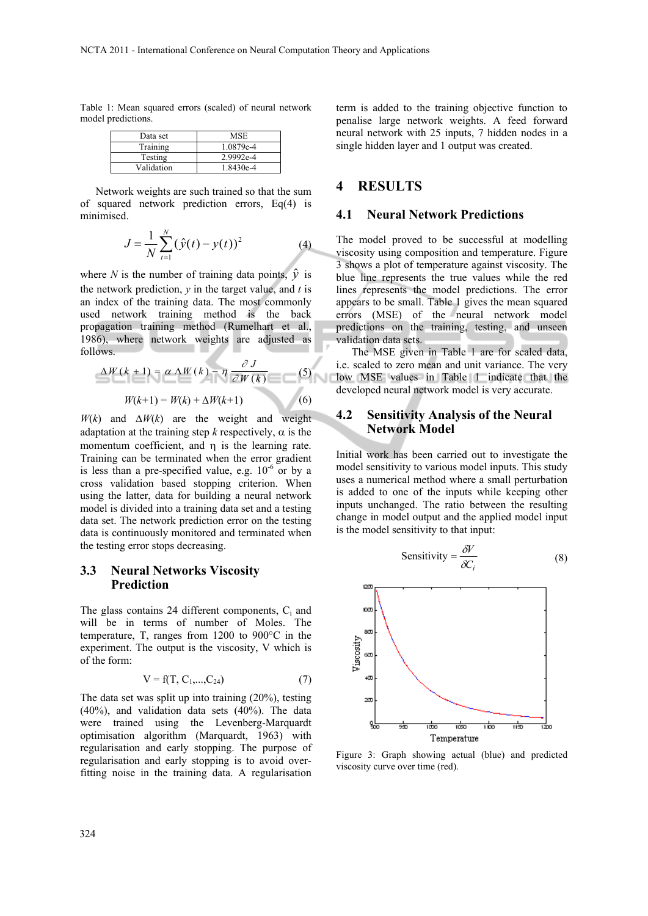Table 1: Mean squared errors (scaled) of neural network model predictions.

| Data set | MSE |
|---|---|
| Training | 1.0879e-4 |
| Testing | 2.9992e-4 |
| Validation | 1.8430e-4 |

Network weights are such trained so that the sum of squared network prediction errors, Eq(4) is minimised.

$$J = \frac{1}{N}\sum_{t=1}^{N}(\hat{y}(t) - y(t))^2 \quad (4)$$

where $N$ is the number of training data points, $\hat{y}$ is the network prediction, $y$ in the target value, and $t$ is an index of the training data. The most commonly used network training method is the back propagation training method (Rumelhart et al., 1986), where network weights are adjusted as follows.

$$\Delta W(k+1) = \alpha\,\Delta W(k) - \eta\frac{\partial J}{\partial W(k)} \quad (5)$$

$$W(k+1) = W(k) + \Delta W(k+1) \quad (6)$$

$W(k)$ and $\Delta W(k)$ are the weight and weight adaptation at the training step $k$ respectively, $\alpha$ is the momentum coefficient, and $\eta$ is the learning rate. Training can be terminated when the error gradient is less than a pre-specified value, e.g. $10^{-6}$ or by a cross validation based stopping criterion. When using the latter, data for building a neural network model is divided into a training data set and a testing data set. The network prediction error on the testing data is continuously monitored and terminated when the testing error stops decreasing.

### 3.3 Neural Networks Viscosity Prediction

The glass contains 24 different components, $C_i$ and will be in terms of number of Moles. The temperature, T, ranges from 1200 to 900°C in the experiment. The output is the viscosity, V which is of the form:

$$V = f(T, C_1, ..., C_{24}) \quad (7)$$

The data set was split up into training (20%), testing (40%), and validation data sets (40%). The data were trained using the Levenberg-Marqurdt optimisation algorithm (Marquardt, 1963) with regularisation and early stopping. The purpose of regularisation and early stopping is to avoid over-fitting noise in the training data. A regularisation term is added to the training objective function to penalise large network weights. A feed forward neural network with 25 inputs, 7 hidden nodes in a single hidden layer and 1 output was created.

## 4 RESULTS

### 4.1 Neural Network Predictions

The model proved to be successful at modelling viscosity using composition and temperature. Figure 3 shows a plot of temperature against viscosity. The blue line represents the true values while the red lines represents the model predictions. The error appears to be small. Table 1 gives the mean squared errors (MSE) of the neural network model predictions on the training, testing, and unseen validation data sets.

The MSE given in Table 1 are for scaled data, i.e. scaled to zero mean and unit variance. The very low MSE values in Table 1 indicate that the developed neural network model is very accurate.

### 4.2 Sensitivity Analysis of the Neural Network Model

Initial work has been carried out to investigate the model sensitivity to various model inputs. This study uses a numerical method where a small perturbation is added to one of the inputs while keeping other inputs unchanged. The ratio between the resulting change in model output and the applied model input is the model sensitivity to that input:

$$\text{Sensitivity} = \frac{\delta V}{\delta C_i} \quad (8)$$

Figure 3: Graph showing actual (blue) and predicted viscosity curve over time (red).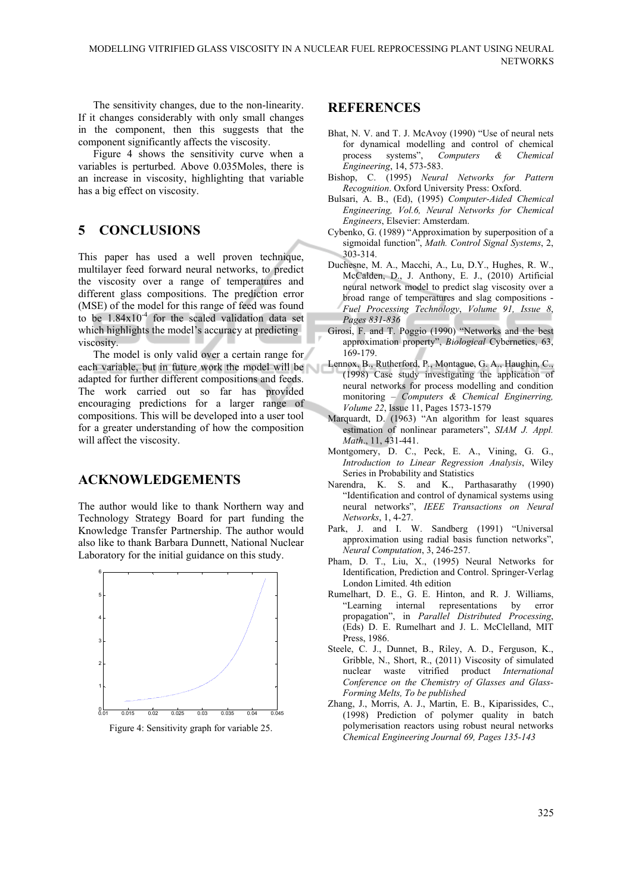The sensitivity changes, due to the non-linearity. If it changes considerably with only small changes in the component, then this suggests that the component significantly affects the viscosity.

Figure 4 shows the sensitivity curve when a variables is perturbed. Above 0.035Moles, there is an increase in viscosity, highlighting that variable has a big effect on viscosity.

## 5 CONCLUSIONS

This paper has used a well proven technique, multilayer feed forward neural networks, to predict the viscosity over a range of temperatures and different glass compositions. The prediction error (MSE) of the model for this range of feed was found to be $1.84\times10^{-4}$ for the scaled validation data set which highlights the model's accuracy at predicting viscosity.

The model is only valid over a certain range for each variable, but in future work the model will be adapted for further different compositions and feeds. The work carried out so far has provided encouraging predictions for a larger range of compositions. This will be developed into a user tool for a greater understanding of how the composition will affect the viscosity.

## ACKNOWLEDGEMENTS

The author would like to thank Northern way and Technology Strategy Board for part funding the Knowledge Transfer Partnership. The author would also like to thank Barbara Dunnett, National Nuclear Laboratory for the initial guidance on this study.

6
5
4
3
2
1
0
0.01 0.015 0.02 0.025 0.03 0.035 0.04 0.045

Figure 4: Sensitivity graph for variable 25.

## REFERENCES

Bhat, N. V. and T. J. McAvoy (1990) "Use of neural nets for dynamical modelling and control of chemical process systems", *Computers & Chemical Engineering*, 14, 573-583.

Bishop, C. (1995) *Neural Networks for Pattern Recognition*. Oxford University Press: Oxford.

Bulsari, A. B., (Ed), (1995) *Computer-Aided Chemical Engineering, Vol.6, Neural Networks for Chemical Engineers*, Elsevier: Amsterdam.

Cybenko, G. (1989) "Approximation by superposition of a sigmoidal function", *Math. Control Signal Systems*, 2, 303-314.

Duchesne, M. A., Macchi, A., Lu, D.Y., Hughes, R. W., McCalden, D., J. Anthony, E. J., (2010) Artificial neural network model to predict slag viscosity over a broad range of temperatures and slag compositions - *Fuel Processing Technology*, *Volume 91, Issue 8*, *Pages 831-836*

Girosi, F. and T. Poggio (1990) "Networks and the best approximation property", *Biological* Cybernetics, 63, 169-179.

Lennox, B., Rutherford, P., Montague, G. A., Haughin, C., (1998) Case study investigating the application of neural networks for process modelling and condition monitoring – *Computers & Chemical Engineerring, Volume 22*, Issue 11, Pages 1573-1579

Marquardt, D. (1963) "An algorithm for least squares estimation of nonlinear parameters", *SIAM J. Appl. Math*., 11, 431-441.

Montgomery, D. C., Peck, E. A., Vining, G. G., *Introduction to Linear Regression Analysis*, Wiley Series in Probability and Statistics

Narendra, K. S. and K., Parthasarathy (1990) "Identification and control of dynamical systems using neural networks", *IEEE Transactions on Neural Networks*, 1, 4-27.

Park, J. and I. W. Sandberg (1991) "Universal approximation using radial basis function networks", *Neural Computation*, 3, 246-257.

Pham, D. T., Liu, X., (1995) Neural Networks for Identification, Prediction and Control. Springer-Verlag London Limited. 4th edition

Rumelhart, D. E., G. E. Hinton, and R. J. Williams, "Learning internal representations by error propagation", in *Parallel Distributed Processing*, (Eds) D. E. Rumelhart and J. L. McClelland, MIT Press, 1986.

Steele, C. J., Dunnet, B., Riley, A. D., Ferguson, K., Gribble, N., Short, R., (2011) Viscosity of simulated nuclear waste vitrified product *International Conference on the Chemistry of Glasses and Glass-Forming Melts, To be published*

Zhang, J., Morris, A. J., Martin, E. B., Kiparissides, C., (1998) Prediction of polymer quality in batch polymerisation reactors using robust neural networks *Chemical Engineering Journal 69, Pages 135-143*